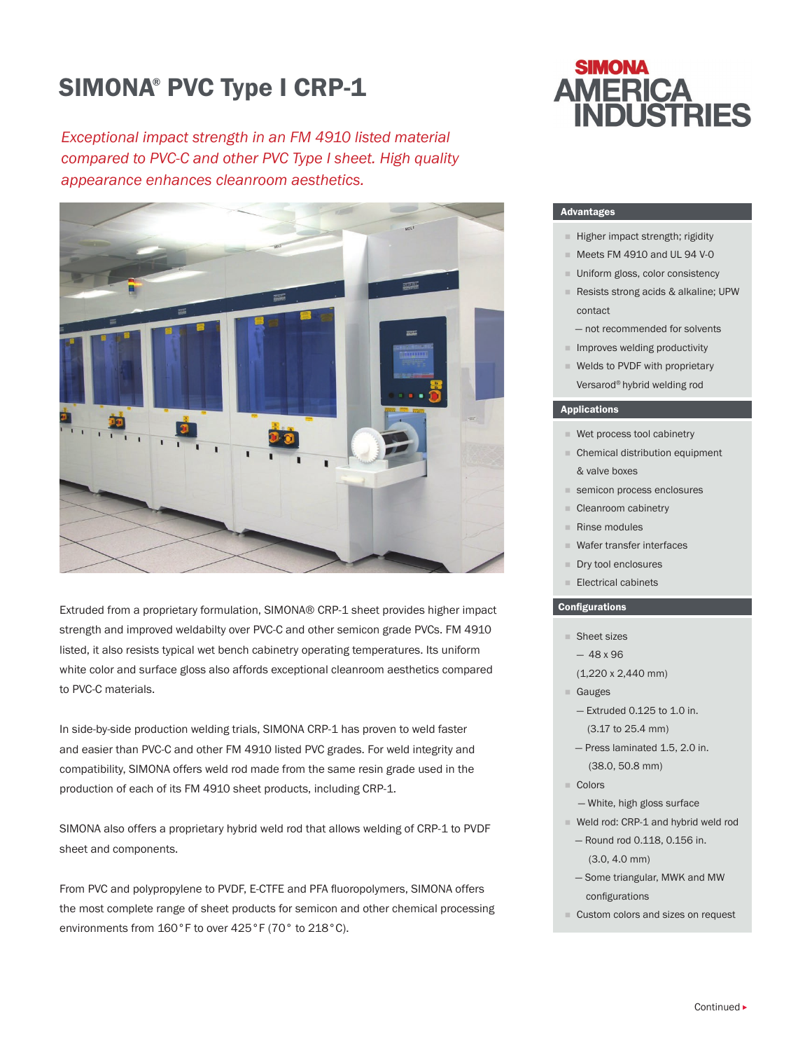# SIMONA® PVC Type I CRP-1

SIMONA AMERICA INDUSTRIES

*Exceptional impact strength in an FM 4910 listed material compared to PVC-C and other PVC Type I sheet. High quality appearance enhances cleanroom aesthetics.*

Extruded from a proprietary formulation, SIMONA® CRP-1 sheet provides higher impact strength and improved weldabilty over PVC-C and other semicon grade PVCs. FM 4910 listed, it also resists typical wet bench cabinetry operating temperatures. Its uniform white color and surface gloss also affords exceptional cleanroom aesthetics compared to PVC-C materials.

In side-by-side production welding trials, SIMONA CRP-1 has proven to weld faster and easier than PVC-C and other FM 4910 listed PVC grades. For weld integrity and compatibility, SIMONA offers weld rod made from the same resin grade used in the production of each of its FM 4910 sheet products, including CRP-1.

SIMONA also offers a proprietary hybrid weld rod that allows welding of CRP-1 to PVDF sheet and components.

From PVC and polypropylene to PVDF, E-CTFE and PFA fluoropolymers, SIMONA offers the most complete range of sheet products for semicon and other chemical processing environments from 160°F to over 425°F (70° to 218°C).

## Advantages

- Higher impact strength; rigidity
- Meets FM 4910 and UL 94 V-0
- Uniform gloss, color consistency
- Resists strong acids & alkaline; UPW contact
  – not recommended for solvents
- Improves welding productivity
- Welds to PVDF with proprietary Versarod® hybrid welding rod

## Applications

- Wet process tool cabinetry
- Chemical distribution equipment & valve boxes
- semicon process enclosures
- Cleanroom cabinetry
- Rinse modules
- Wafer transfer interfaces
- Dry tool enclosures
- Electrical cabinets

## Configurations

- Sheet sizes
  – 48 x 96 (1,220 x 2,440 mm)
- Gauges
  – Extruded 0.125 to 1.0 in. (3.17 to 25.4 mm)
  – Press laminated 1.5, 2.0 in. (38.0, 50.8 mm)
- Colors
  – White, high gloss surface
- Weld rod: CRP-1 and hybrid weld rod
  – Round rod 0.118, 0.156 in. (3.0, 4.0 mm)
  – Some triangular, MWK and MW configurations
- Custom colors and sizes on request

Continued ▸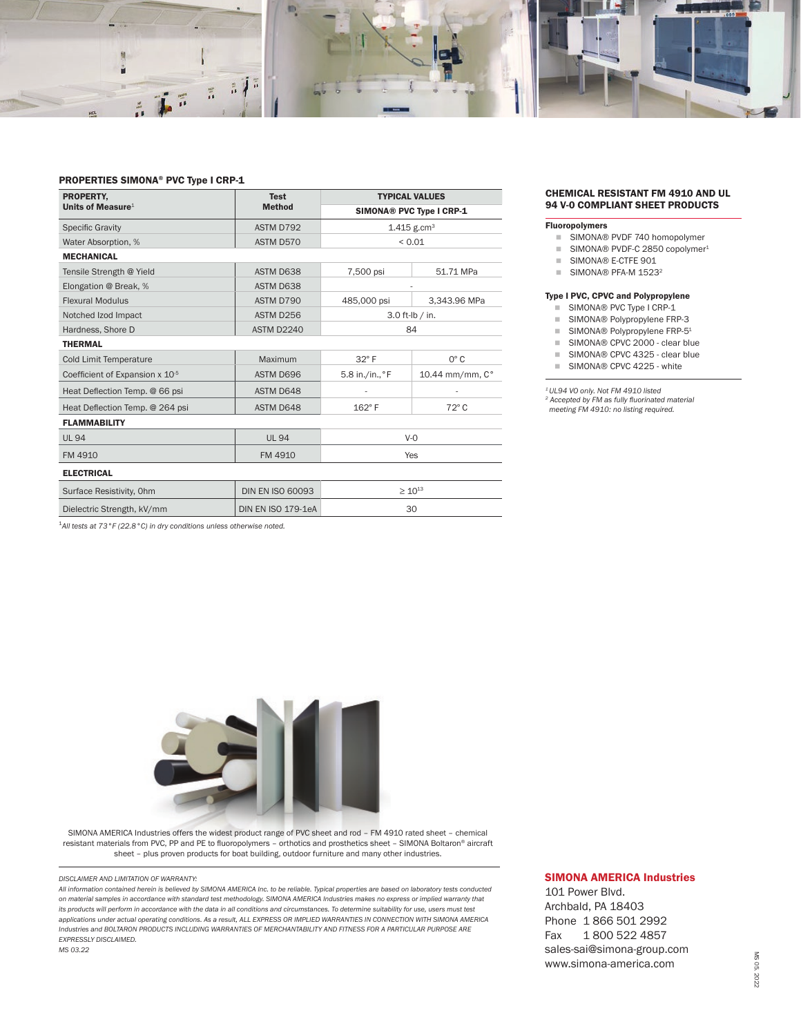## PROPERTIES SIMONA® PVC Type I CRP-1

| PROPERTY, Units of Measure[1] | Test Method | TYPICAL VALUES | |
|---|---|---|---|
| | | SIMONA® PVC Type I CRP-1 | |
| Specific Gravity | ASTM D792 | 1.415 g.cm³ | |
| Water Absorption, % | ASTM D570 | < 0.01 | |
| **MECHANICAL** | | | |
| Tensile Strength @ Yield | ASTM D638 | 7,500 psi | 51.71 MPa |
| Elongation @ Break, % | ASTM D638 | - | |
| Flexural Modulus | ASTM D790 | 485,000 psi | 3,343.96 MPa |
| Notched Izod Impact | ASTM D256 | 3.0 ft-lb / in. | |
| Hardness, Shore D | ASTM D2240 | 84 | |
| **THERMAL** | | | |
| Cold Limit Temperature | Maximum | 32° F | 0° C |
| Coefficient of Expansion x $10^{-5}$ | ASTM D696 | 5.8 in./in., °F | 10.44 mm/mm, C° |
| Heat Deflection Temp. @ 66 psi | ASTM D648 | - | - |
| Heat Deflection Temp. @ 264 psi | ASTM D648 | 162° F | 72° C |
| **FLAMMABILITY** | | | |
| UL 94 | UL 94 | V-0 | |
| FM 4910 | FM 4910 | Yes | |
| **ELECTRICAL** | | | |
| Surface Resistivity, Ohm | DIN EN ISO 60093 | $\geq 10^{13}$ | |
| Dielectric Strength, kV/mm | DIN EN ISO 179-1eA | 30 | |

[1] *All tests at 73°F (22.8°C) in dry conditions unless otherwise noted.*

## CHEMICAL RESISTANT FM 4910 AND UL 94 V-0 COMPLIANT SHEET PRODUCTS

**Fluoropolymers**

- SIMONA® PVDF 740 homopolymer
- SIMONA® PVDF-C 2850 copolymer[1]
- SIMONA® E-CTFE 901
- SIMONA® PFA-M 1523[2]

**Type I PVC, CPVC and Polypropylene**

- SIMONA® PVC Type I CRP-1
- SIMONA® Polypropylene FRP-3
- SIMONA® Polypropylene FRP-5[1]
- SIMONA® CPVC 2000 - clear blue
- SIMONA® CPVC 4325 - clear blue
- SIMONA® CPVC 4225 - white

[1] *UL94 VO only. Not FM 4910 listed*
[2] *Accepted by FM as fully fluorinated material meeting FM 4910: no listing required.*

SIMONA AMERICA Industries offers the widest product range of PVC sheet and rod – FM 4910 rated sheet – chemical resistant materials from PVC, PP and PE to fluoropolymers – orthotics and prosthetics sheet – SIMONA Boltaron® aircraft sheet – plus proven products for boat building, outdoor furniture and many other industries.

*DISCLAIMER AND LIMITATION OF WARRANTY:*
*All information contained herein is believed by SIMONA AMERICA Inc. to be reliable. Typical properties are based on laboratory tests conducted on material samples in accordance with standard test methodology. SIMONA AMERICA Industries makes no express or implied warranty that its products will perform in accordance with the data in all conditions and circumstances. To determine suitability for use, users must test applications under actual operating conditions. As a result, ALL EXPRESS OR IMPLIED WARRANTIES IN CONNECTION WITH SIMONA AMERICA Industries and BOLTARON PRODUCTS INCLUDING WARRANTIES OF MERCHANTABILITY AND FITNESS FOR A PARTICULAR PURPOSE ARE EXPRESSLY DISCLAIMED.*
*MS 03.22*

**SIMONA AMERICA Industries**
101 Power Blvd.
Archbald, PA 18403
Phone 1 866 501 2992
Fax 1 800 522 4857
sales-sai@simona-group.com
www.simona-america.com

MS 05. 2022